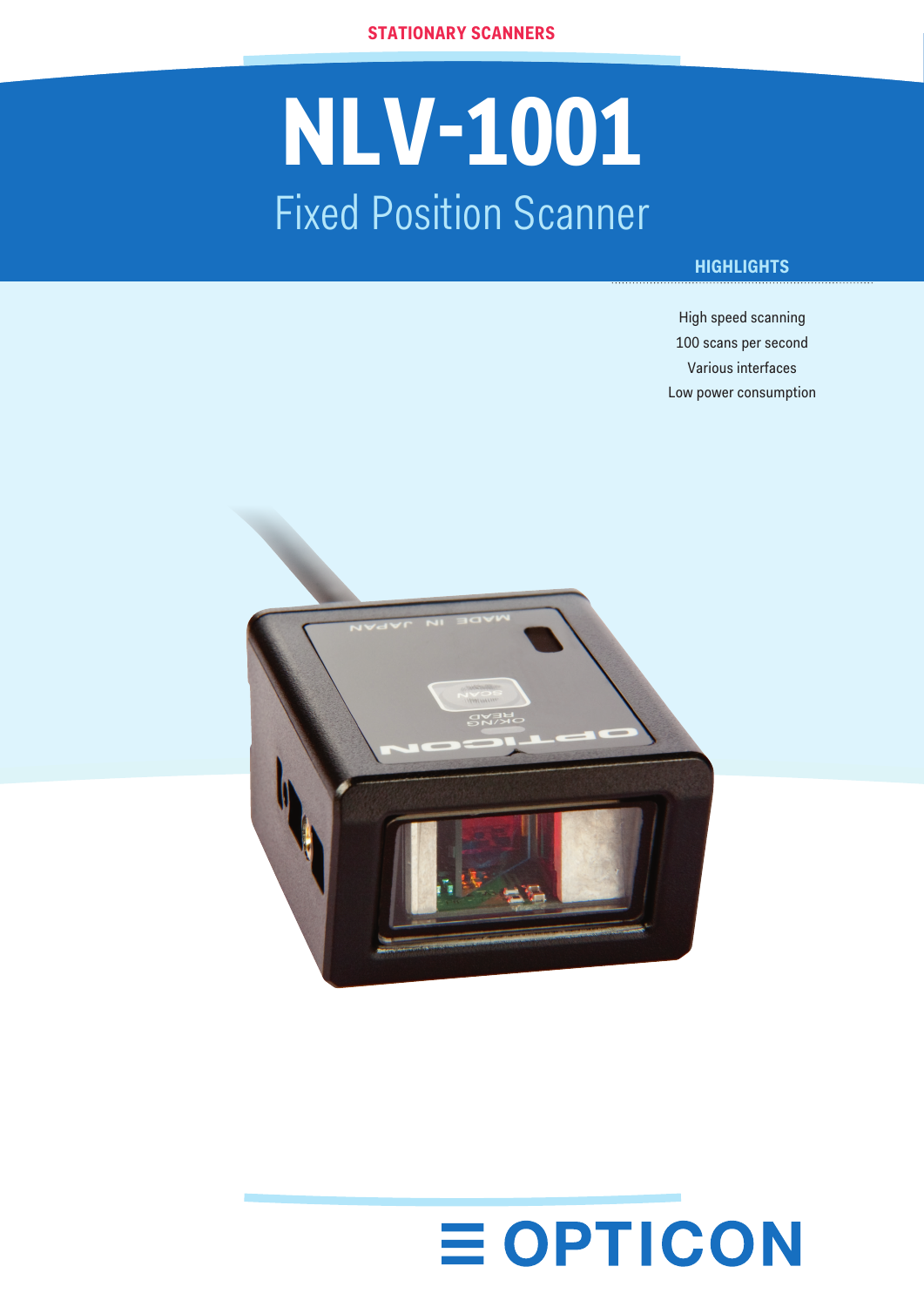STATIONARY SCANNERS

# NLV-1001

## Fixed Position Scanner

### HIGHLIGHTS

High speed scanning
100 scans per second
Various interfaces
Low power consumption

OPTICON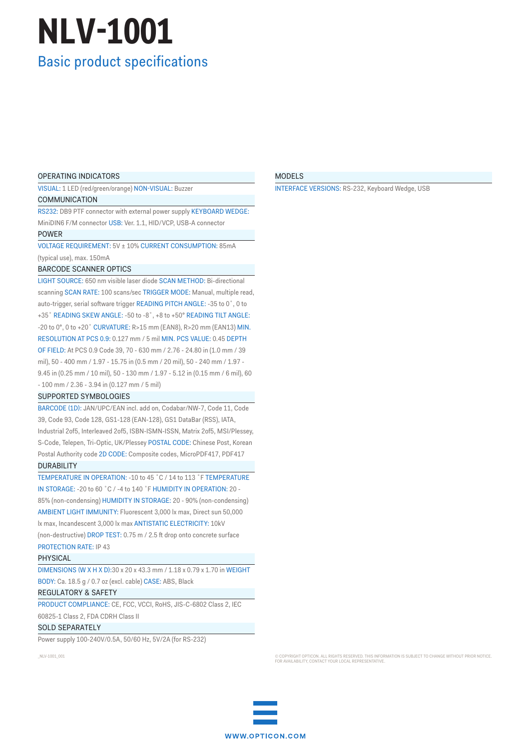# NLV-1001

## Basic product specifications

### OPERATING INDICATORS

VISUAL: 1 LED (red/green/orange) NON-VISUAL: Buzzer

### COMMUNICATION

RS232: DB9 PTF connector with external power supply KEYBOARD WEDGE: MiniDIN6 F/M connector USB: Ver. 1.1, HID/VCP, USB-A connector

### POWER

VOLTAGE REQUIREMENT: 5V ± 10% CURRENT CONSUMPTION: 85mA (typical use), max. 150mA

### BARCODE SCANNER OPTICS

LIGHT SOURCE: 650 nm visible laser diode SCAN METHOD: Bi-directional scanning SCAN RATE: 100 scans/sec TRIGGER MODE: Manual, multiple read, auto-trigger, serial software trigger READING PITCH ANGLE: -35 to 0˚, 0 to +35˚ READING SKEW ANGLE: -50 to -8˚, +8 to +50° READING TILT ANGLE: -20 to 0°, 0 to +20˚ CURVATURE: R>15 mm (EAN8), R>20 mm (EAN13) MIN. RESOLUTION AT PCS 0.9: 0.127 mm / 5 mil MIN. PCS VALUE: 0.45 DEPTH OF FIELD: At PCS 0.9 Code 39, 70 - 630 mm / 2.76 - 24.80 in (1.0 mm / 39 mil), 50 - 400 mm / 1.97 - 15.75 in (0.5 mm / 20 mil), 50 - 240 mm / 1.97 - 9.45 in (0.25 mm / 10 mil), 50 - 130 mm / 1.97 - 5.12 in (0.15 mm / 6 mil), 60 - 100 mm / 2.36 - 3.94 in (0.127 mm / 5 mil)

### SUPPORTED SYMBOLOGIES

BARCODE (1D): JAN/UPC/EAN incl. add on, Codabar/NW-7, Code 11, Code 39, Code 93, Code 128, GS1-128 (EAN-128), GS1 DataBar (RSS), IATA, Industrial 2of5, Interleaved 2of5, ISBN-ISMN-ISSN, Matrix 2of5, MSI/Plessey, S-Code, Telepen, Tri-Optic, UK/Plessey POSTAL CODE: Chinese Post, Korean Postal Authority code 2D CODE: Composite codes, MicroPDF417, PDF417

### DURABILITY

TEMPERATURE IN OPERATION: -10 to 45 ˚C / 14 to 113 ˚F TEMPERATURE IN STORAGE: -20 to 60 ˚C / -4 to 140 ˚F HUMIDITY IN OPERATION: 20 - 85% (non-condensing) HUMIDITY IN STORAGE: 20 - 90% (non-condensing) AMBIENT LIGHT IMMUNITY: Fluorescent 3,000 lx max, Direct sun 50,000 lx max, Incandescent 3,000 lx max ANTISTATIC ELECTRICITY: 10kV (non-destructive) DROP TEST: 0.75 m / 2.5 ft drop onto concrete surface PROTECTION RATE: IP 43

### PHYSICAL

DIMENSIONS (W X H X D):30 x 20 x 43.3 mm / 1.18 x 0.79 x 1.70 in WEIGHT BODY: Ca. 18.5 g / 0.7 oz (excl. cable) CASE: ABS, Black

### REGULATORY & SAFETY

PRODUCT COMPLIANCE: CE, FCC, VCCI, RoHS, JIS-C-6802 Class 2, IEC 60825-1 Class 2, FDA CDRH Class II

### SOLD SEPARATELY

Power supply 100-240V/0.5A, 50/60 Hz, 5V/2A (for RS-232)

### MODELS

INTERFACE VERSIONS: RS-232, Keyboard Wedge, USB

_NLV-1001_001

© COPYRIGHT OPTICON. ALL RIGHTS RESERVED. THIS INFORMATION IS SUBJECT TO CHANGE WITHOUT PRIOR NOTICE. FOR AVAILABILITY, CONTACT YOUR LOCAL REPRESENTATIVE.

WWW.OPTICON.COM